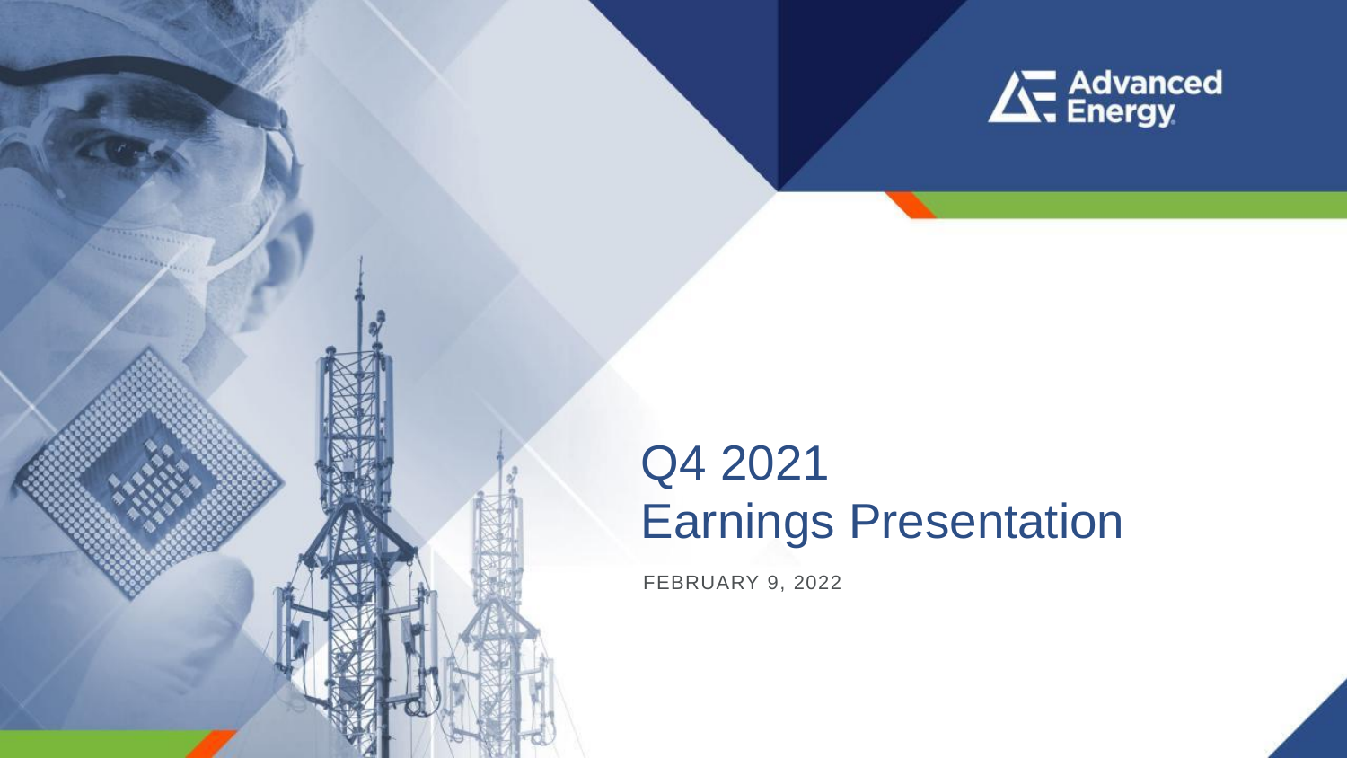Advanced Energy

# Q4 2021 Earnings Presentation

FEBRUARY 9, 2022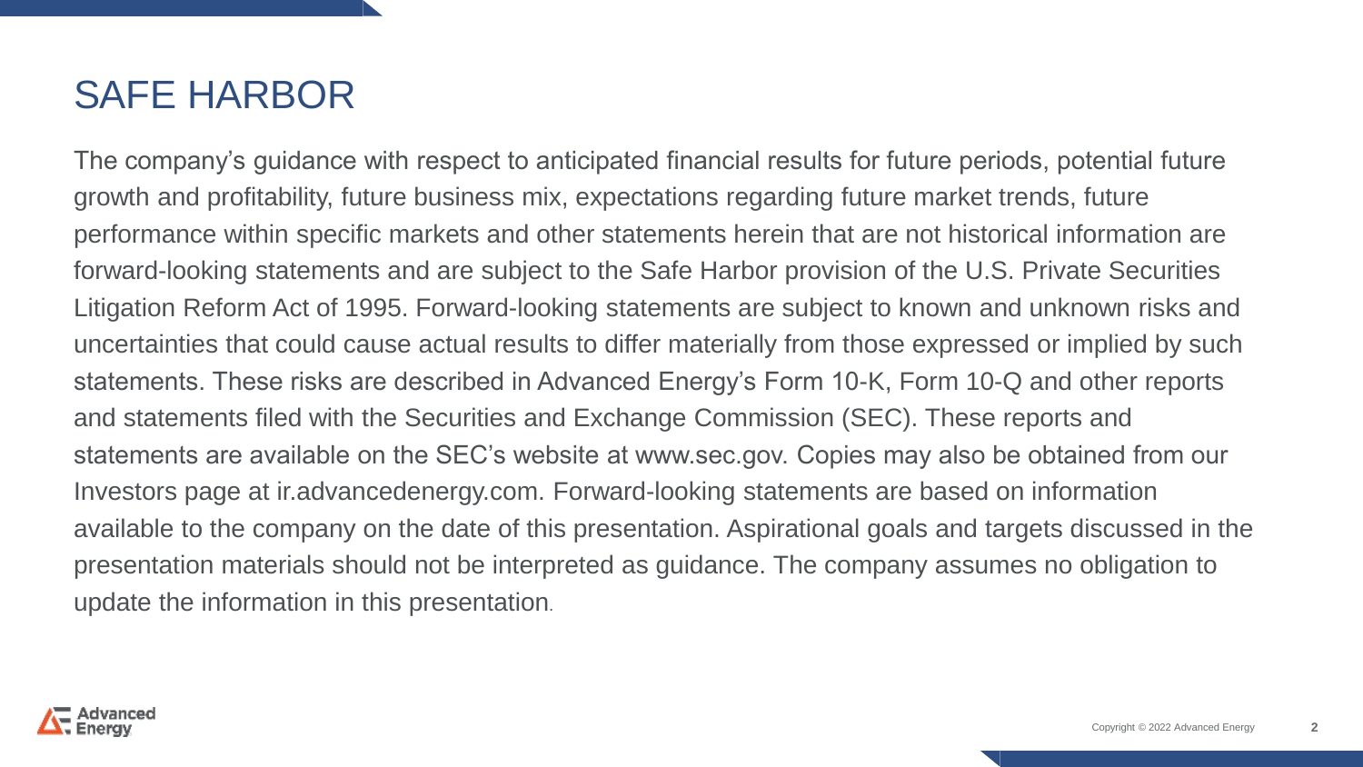# SAFE HARBOR

The company's guidance with respect to anticipated financial results for future periods, potential future growth and profitability, future business mix, expectations regarding future market trends, future performance within specific markets and other statements herein that are not historical information are forward-looking statements and are subject to the Safe Harbor provision of the U.S. Private Securities Litigation Reform Act of 1995. Forward-looking statements are subject to known and unknown risks and uncertainties that could cause actual results to differ materially from those expressed or implied by such statements. These risks are described in Advanced Energy's Form 10-K, Form 10-Q and other reports and statements filed with the Securities and Exchange Commission (SEC). These reports and statements are available on the SEC's website at www.sec.gov. Copies may also be obtained from our Investors page at ir.advancedenergy.com. Forward-looking statements are based on information available to the company on the date of this presentation. Aspirational goals and targets discussed in the presentation materials should not be interpreted as guidance. The company assumes no obligation to update the information in this presentation.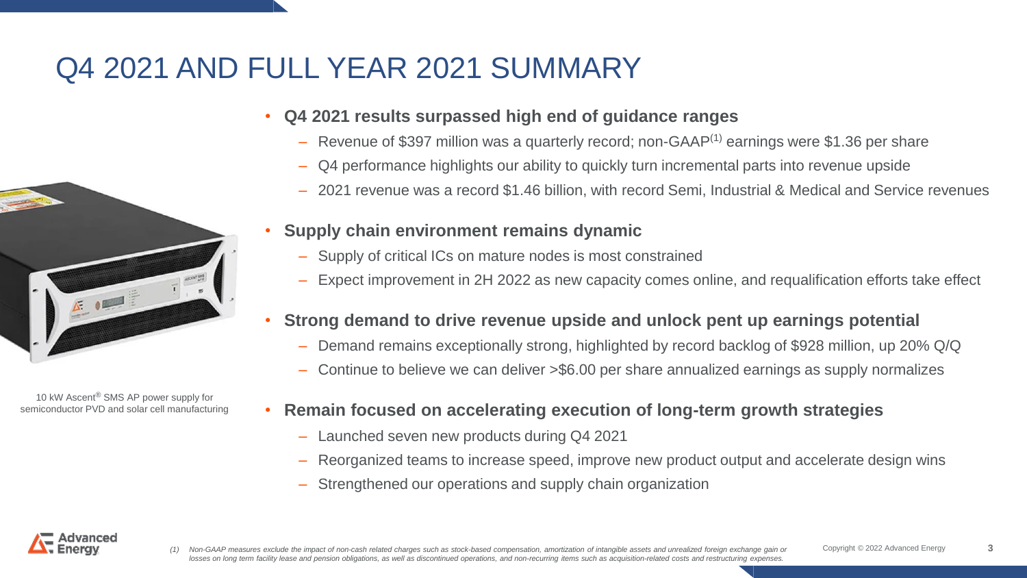# Q4 2021 AND FULL YEAR 2021 SUMMARY

10 kW Ascent® SMS AP power supply for semiconductor PVD and solar cell manufacturing

- **Q4 2021 results surpassed high end of guidance ranges**
  - Revenue of $397 million was a quarterly record; non-GAAP[1] earnings were $1.36 per share
  - Q4 performance highlights our ability to quickly turn incremental parts into revenue upside
  - 2021 revenue was a record $1.46 billion, with record Semi, Industrial & Medical and Service revenues
- **Supply chain environment remains dynamic**
  - Supply of critical ICs on mature nodes is most constrained
  - Expect improvement in 2H 2022 as new capacity comes online, and requalification efforts take effect
- **Strong demand to drive revenue upside and unlock pent up earnings potential**
  - Demand remains exceptionally strong, highlighted by record backlog of $928 million, up 20% Q/Q
  - Continue to believe we can deliver >$6.00 per share annualized earnings as supply normalizes
- **Remain focused on accelerating execution of long-term growth strategies**
  - Launched seven new products during Q4 2021
  - Reorganized teams to increase speed, improve new product output and accelerate design wins
  - Strengthened our operations and supply chain organization

*(1) Non-GAAP measures exclude the impact of non-cash related charges such as stock-based compensation, amortization of intangible assets and unrealized foreign exchange gain or losses on long term facility lease and pension obligations, as well as discontinued operations, and non-recurring items such as acquisition-related costs and restructuring expenses.*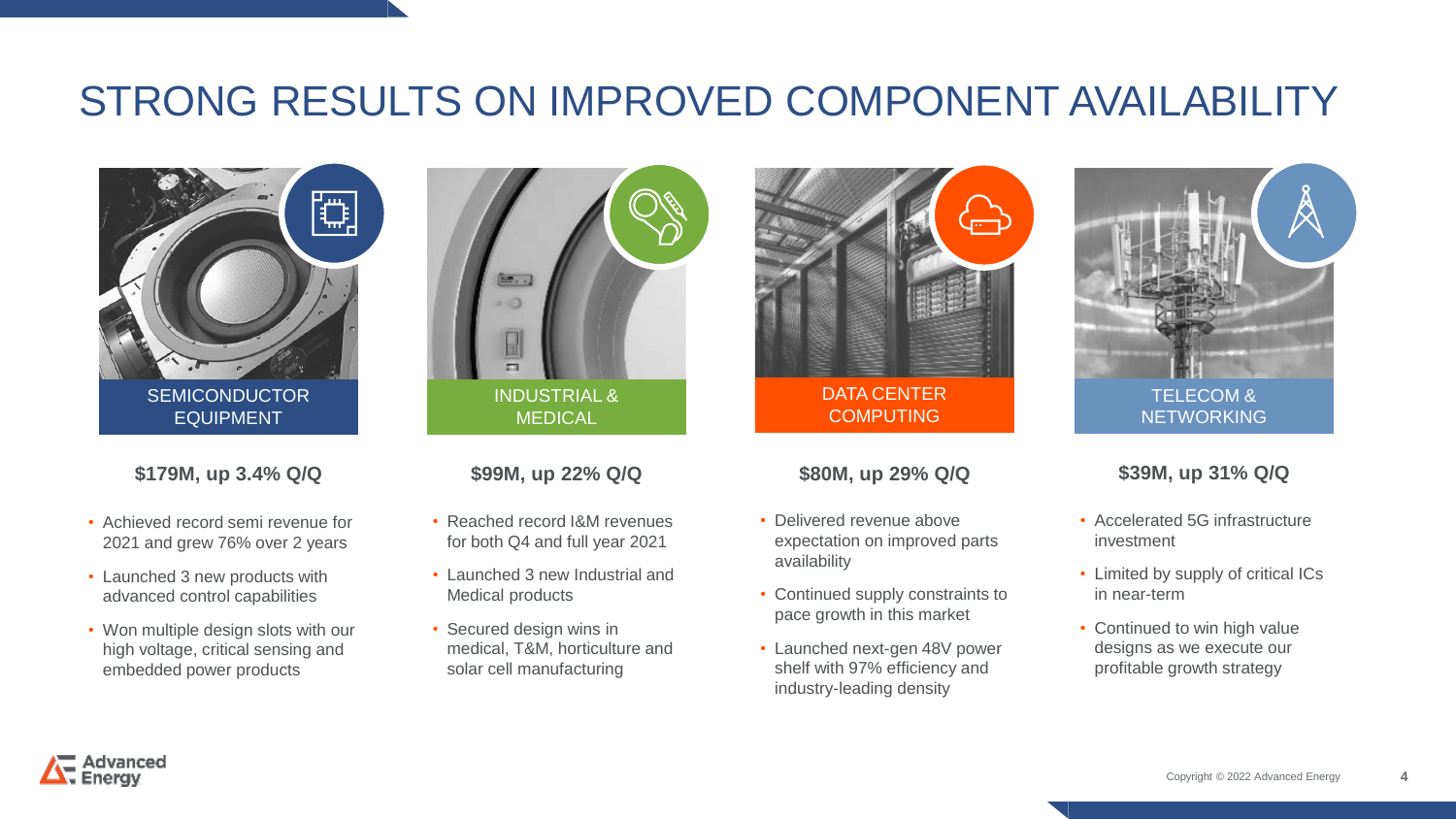# STRONG RESULTS ON IMPROVED COMPONENT AVAILABILITY

## SEMICONDUCTOR EQUIPMENT

**$179M, up 3.4% Q/Q**

- Achieved record semi revenue for 2021 and grew 76% over 2 years
- Launched 3 new products with advanced control capabilities
- Won multiple design slots with our high voltage, critical sensing and embedded power products

## INDUSTRIAL & MEDICAL

**$99M, up 22% Q/Q**

- Reached record I&M revenues for both Q4 and full year 2021
- Launched 3 new Industrial and Medical products
- Secured design wins in medical, T&M, horticulture and solar cell manufacturing

## DATA CENTER COMPUTING

**$80M, up 29% Q/Q**

- Delivered revenue above expectation on improved parts availability
- Continued supply constraints to pace growth in this market
- Launched next-gen 48V power shelf with 97% efficiency and industry-leading density

## TELECOM & NETWORKING

**$39M, up 31% Q/Q**

- Accelerated 5G infrastructure investment
- Limited by supply of critical ICs in near-term
- Continued to win high value designs as we execute our profitable growth strategy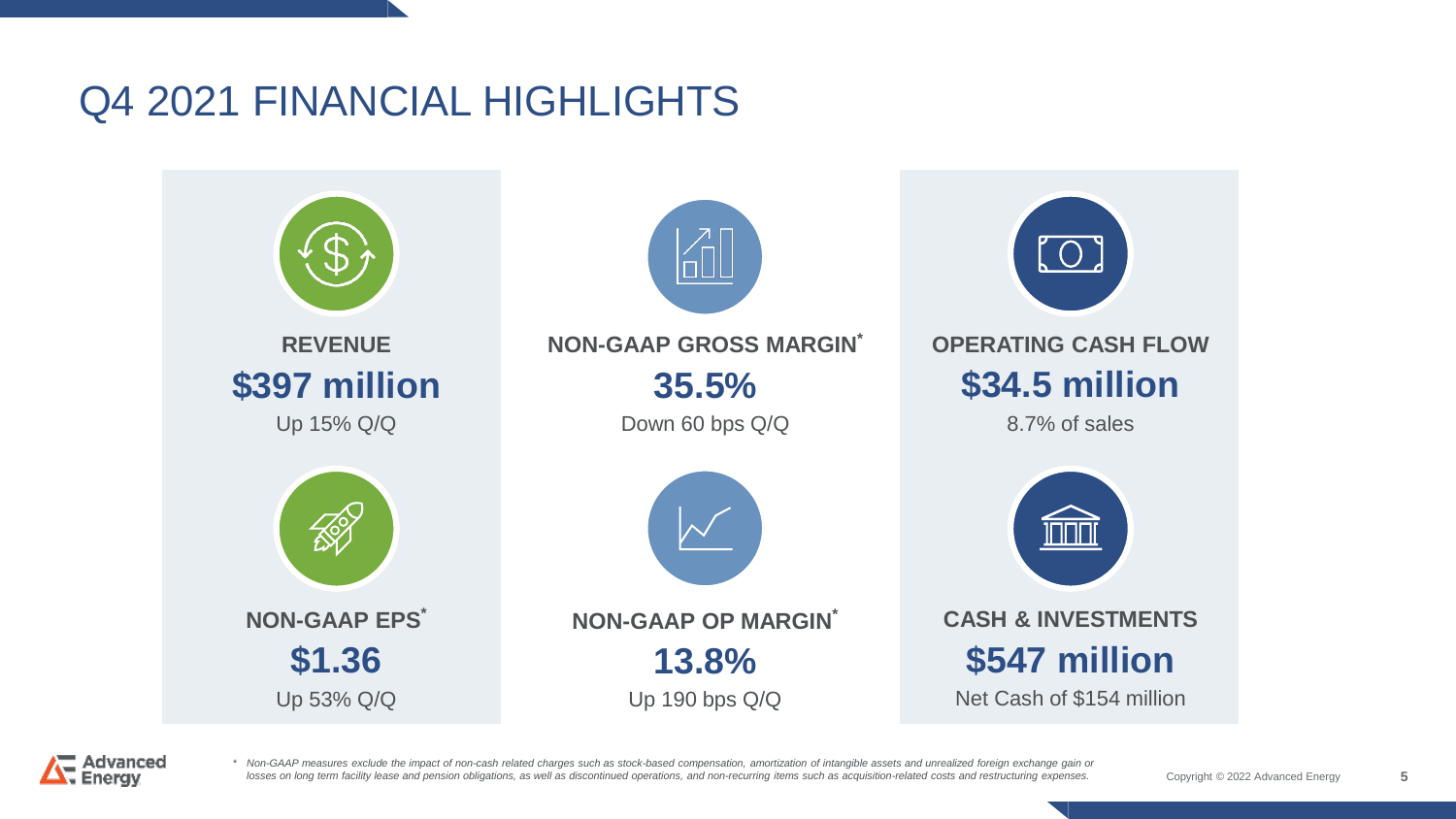# Q4 2021 FINANCIAL HIGHLIGHTS

**REVENUE**
**$397 million**
Up 15% Q/Q

**NON-GAAP GROSS MARGIN***
**35.5%**
Down 60 bps Q/Q

**OPERATING CASH FLOW**
**$34.5 million**
8.7% of sales

**NON-GAAP EPS***
**$1.36**
Up 53% Q/Q

**NON-GAAP OP MARGIN***
**13.8%**
Up 190 bps Q/Q

**CASH & INVESTMENTS**
**$547 million**
Net Cash of $154 million

* *Non-GAAP measures exclude the impact of non-cash related charges such as stock-based compensation, amortization of intangible assets and unrealized foreign exchange gain or losses on long term facility lease and pension obligations, as well as discontinued operations, and non-recurring items such as acquisition-related costs and restructuring expenses.*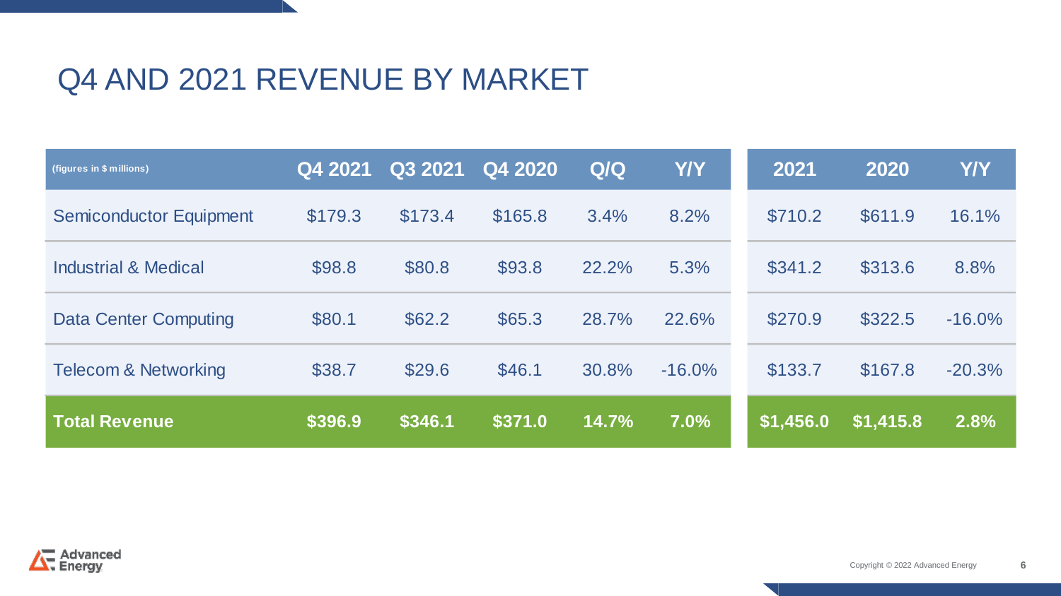# Q4 AND 2021 REVENUE BY MARKET

| (figures in $ millions) | Q4 2021 | Q3 2021 | Q4 2020 | Q/Q | Y/Y | 2021 | 2020 | Y/Y |
|---|---|---|---|---|---|---|---|---|
| Semiconductor Equipment | $179.3 | $173.4 | $165.8 | 3.4% | 8.2% | $710.2 | $611.9 | 16.1% |
| Industrial & Medical | $98.8 | $80.8 | $93.8 | 22.2% | 5.3% | $341.2 | $313.6 | 8.8% |
| Data Center Computing | $80.1 | $62.2 | $65.3 | 28.7% | 22.6% | $270.9 | $322.5 | -16.0% |
| Telecom & Networking | $38.7 | $29.6 | $46.1 | 30.8% | -16.0% | $133.7 | $167.8 | -20.3% |
| **Total Revenue** | **$396.9** | **$346.1** | **$371.0** | **14.7%** | **7.0%** | **$1,456.0** | **$1,415.8** | **2.8%** |

Copyright © 2022 Advanced Energy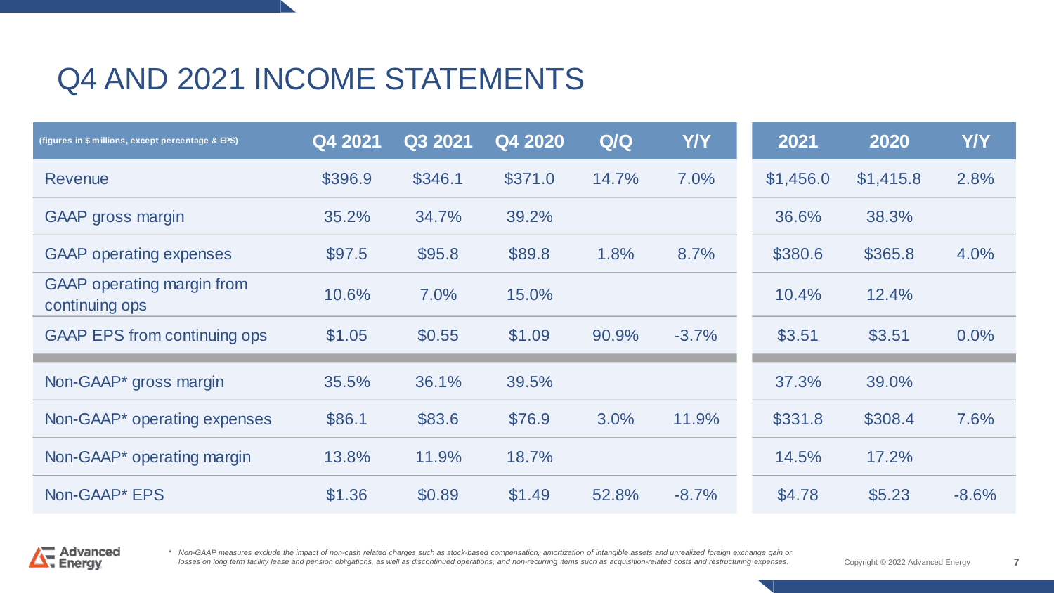# Q4 AND 2021 INCOME STATEMENTS

| (figures in $ millions, except percentage & EPS) | Q4 2021 | Q3 2021 | Q4 2020 | Q/Q | Y/Y | 2021 | 2020 | Y/Y |
|---|---|---|---|---|---|---|---|---|
| Revenue | $396.9 | $346.1 | $371.0 | 14.7% | 7.0% | $1,456.0 | $1,415.8 | 2.8% |
| GAAP gross margin | 35.2% | 34.7% | 39.2% | | | 36.6% | 38.3% | |
| GAAP operating expenses | $97.5 | $95.8 | $89.8 | 1.8% | 8.7% | $380.6 | $365.8 | 4.0% |
| GAAP operating margin from continuing ops | 10.6% | 7.0% | 15.0% | | | 10.4% | 12.4% | |
| GAAP EPS from continuing ops | $1.05 | $0.55 | $1.09 | 90.9% | -3.7% | $3.51 | $3.51 | 0.0% |
| Non-GAAP* gross margin | 35.5% | 36.1% | 39.5% | | | 37.3% | 39.0% | |
| Non-GAAP* operating expenses | $86.1 | $83.6 | $76.9 | 3.0% | 11.9% | $331.8 | $308.4 | 7.6% |
| Non-GAAP* operating margin | 13.8% | 11.9% | 18.7% | | | 14.5% | 17.2% | |
| Non-GAAP* EPS | $1.36 | $0.89 | $1.49 | 52.8% | -8.7% | $4.78 | $5.23 | -8.6% |

*\* Non-GAAP measures exclude the impact of non-cash related charges such as stock-based compensation, amortization of intangible assets and unrealized foreign exchange gain or losses on long term facility lease and pension obligations, as well as discontinued operations, and non-recurring items such as acquisition-related costs and restructuring expenses.*

Copyright © 2022 Advanced Energy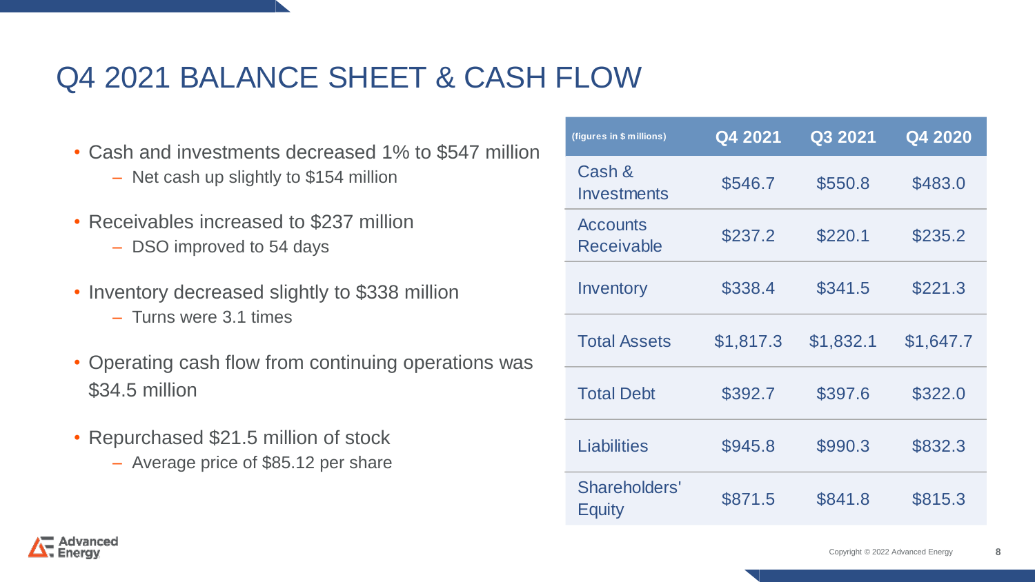# Q4 2021 BALANCE SHEET & CASH FLOW

- Cash and investments decreased 1% to $547 million
  - Net cash up slightly to $154 million
- Receivables increased to $237 million
  - DSO improved to 54 days
- Inventory decreased slightly to $338 million
  - Turns were 3.1 times
- Operating cash flow from continuing operations was $34.5 million
- Repurchased $21.5 million of stock
  - Average price of $85.12 per share

| (figures in $ millions) | Q4 2021 | Q3 2021 | Q4 2020 |
|---|---|---|---|
| Cash & Investments | $546.7 | $550.8 | $483.0 |
| Accounts Receivable | $237.2 | $220.1 | $235.2 |
| Inventory | $338.4 | $341.5 | $221.3 |
| Total Assets | $1,817.3 | $1,832.1 | $1,647.7 |
| Total Debt | $392.7 | $397.6 | $322.0 |
| Liabilities | $945.8 | $990.3 | $832.3 |
| Shareholders' Equity | $871.5 | $841.8 | $815.3 |

Copyright © 2022 Advanced Energy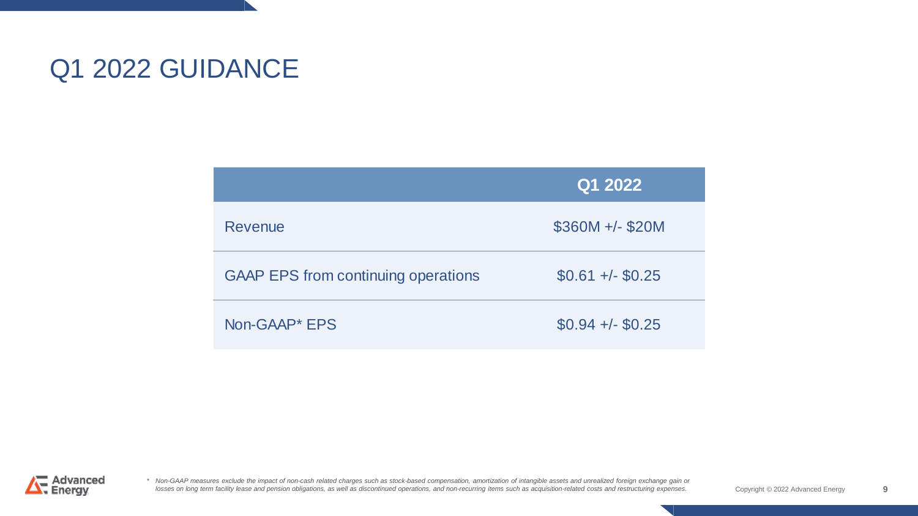# Q1 2022 GUIDANCE

| | Q1 2022 |
|---|---|
| Revenue | $360M +/- $20M |
| GAAP EPS from continuing operations | $0.61 +/- $0.25 |
| Non-GAAP* EPS | $0.94 +/- $0.25 |

* *Non-GAAP measures exclude the impact of non-cash related charges such as stock-based compensation, amortization of intangible assets and unrealized foreign exchange gain or losses on long term facility lease and pension obligations, as well as discontinued operations, and non-recurring items such as acquisition-related costs and restructuring expenses.*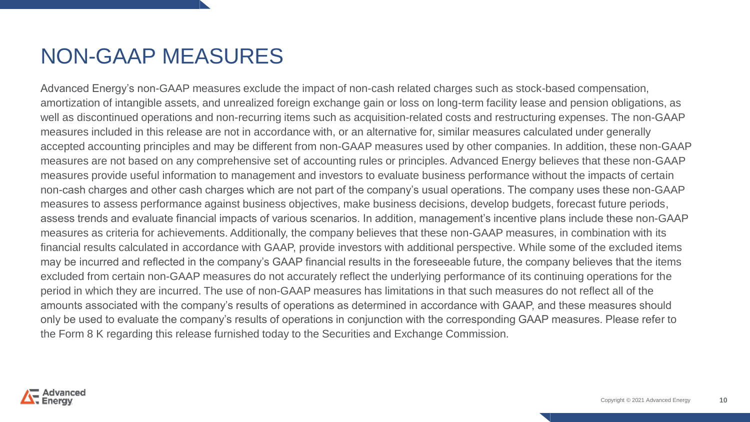# NON-GAAP MEASURES

Advanced Energy's non-GAAP measures exclude the impact of non-cash related charges such as stock-based compensation, amortization of intangible assets, and unrealized foreign exchange gain or loss on long-term facility lease and pension obligations, as well as discontinued operations and non-recurring items such as acquisition-related costs and restructuring expenses. The non-GAAP measures included in this release are not in accordance with, or an alternative for, similar measures calculated under generally accepted accounting principles and may be different from non-GAAP measures used by other companies. In addition, these non-GAAP measures are not based on any comprehensive set of accounting rules or principles. Advanced Energy believes that these non-GAAP measures provide useful information to management and investors to evaluate business performance without the impacts of certain non-cash charges and other cash charges which are not part of the company's usual operations. The company uses these non-GAAP measures to assess performance against business objectives, make business decisions, develop budgets, forecast future periods, assess trends and evaluate financial impacts of various scenarios. In addition, management's incentive plans include these non-GAAP measures as criteria for achievements. Additionally, the company believes that these non-GAAP measures, in combination with its financial results calculated in accordance with GAAP, provide investors with additional perspective. While some of the excluded items may be incurred and reflected in the company's GAAP financial results in the foreseeable future, the company believes that the items excluded from certain non-GAAP measures do not accurately reflect the underlying performance of its continuing operations for the period in which they are incurred. The use of non-GAAP measures has limitations in that such measures do not reflect all of the amounts associated with the company's results of operations as determined in accordance with GAAP, and these measures should only be used to evaluate the company's results of operations in conjunction with the corresponding GAAP measures. Please refer to the Form 8 K regarding this release furnished today to the Securities and Exchange Commission.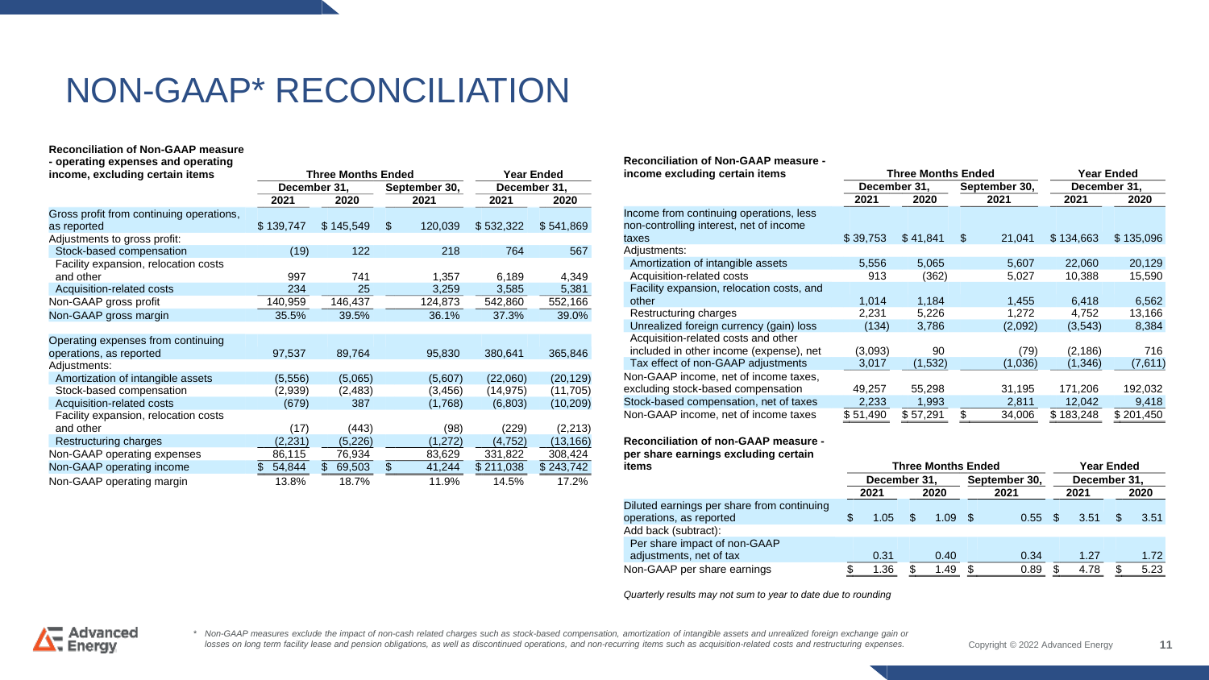# NON-GAAP* RECONCILIATION

| Reconciliation of Non-GAAP measure - operating expenses and operating income, excluding certain items | Three Months Ended | | | Year Ended | |
|---|---|---|---|---|---|
| | December 31, | | September 30, | December 31, | |
| | 2021 | 2020 | 2021 | 2021 | 2020 |
| Gross profit from continuing operations, as reported | $ 139,747 | $ 145,549 | $ 120,039 | $ 532,322 | $ 541,869 |
| Adjustments to gross profit: | | | | | |
| Stock-based compensation | (19) | 122 | 218 | 764 | 567 |
| Facility expansion, relocation costs and other | 997 | 741 | 1,357 | 6,189 | 4,349 |
| Acquisition-related costs | 234 | 25 | 3,259 | 3,585 | 5,381 |
| Non-GAAP gross profit | 140,959 | 146,437 | 124,873 | 542,860 | 552,166 |
| Non-GAAP gross margin | 35.5% | 39.5% | 36.1% | 37.3% | 39.0% |
| | | | | | |
| Operating expenses from continuing operations, as reported | 97,537 | 89,764 | 95,830 | 380,641 | 365,846 |
| Adjustments: | | | | | |
| Amortization of intangible assets | (5,556) | (5,065) | (5,607) | (22,060) | (20,129) |
| Stock-based compensation | (2,939) | (2,483) | (3,456) | (14,975) | (11,705) |
| Acquisition-related costs | (679) | 387 | (1,768) | (6,803) | (10,209) |
| Facility expansion, relocation costs and other | (17) | (443) | (98) | (229) | (2,213) |
| Restructuring charges | (2,231) | (5,226) | (1,272) | (4,752) | (13,166) |
| Non-GAAP operating expenses | 86,115 | 76,934 | 83,629 | 331,822 | 308,424 |
| Non-GAAP operating income | $ 54,844 | $ 69,503 | $ 41,244 | $ 211,038 | $ 243,742 |
| Non-GAAP operating margin | 13.8% | 18.7% | 11.9% | 14.5% | 17.2% |

| Reconciliation of Non-GAAP measure - income excluding certain items | Three Months Ended | | | Year Ended | |
|---|---|---|---|---|---|
| | December 31, | | September 30, | December 31, | |
| | 2021 | 2020 | 2021 | 2021 | 2020 |
| Income from continuing operations, less non-controlling interest, net of income taxes | $ 39,753 | $ 41,841 | $ 21,041 | $ 134,663 | $ 135,096 |
| Adjustments: | | | | | |
| Amortization of intangible assets | 5,556 | 5,065 | 5,607 | 22,060 | 20,129 |
| Acquisition-related costs | 913 | (362) | 5,027 | 10,388 | 15,590 |
| Facility expansion, relocation costs, and other | 1,014 | 1,184 | 1,455 | 6,418 | 6,562 |
| Restructuring charges | 2,231 | 5,226 | 1,272 | 4,752 | 13,166 |
| Unrealized foreign currency (gain) loss | (134) | 3,786 | (2,092) | (3,543) | 8,384 |
| Acquisition-related costs and other included in other income (expense), net | (3,093) | 90 | (79) | (2,186) | 716 |
| Tax effect of non-GAAP adjustments | 3,017 | (1,532) | (1,036) | (1,346) | (7,611) |
| Non-GAAP income, net of income taxes, excluding stock-based compensation | 49,257 | 55,298 | 31,195 | 171,206 | 192,032 |
| Stock-based compensation, net of taxes | 2,233 | 1,993 | 2,811 | 12,042 | 9,418 |
| Non-GAAP income, net of income taxes | $ 51,490 | $ 57,291 | $ 34,006 | $ 183,248 | $ 201,450 |

| Reconciliation of non-GAAP measure - per share earnings excluding certain items | Three Months Ended | | | Year Ended | |
|---|---|---|---|---|---|
| | December 31, | | September 30, | December 31, | |
| | 2021 | 2020 | 2021 | 2021 | 2020 |
| Diluted earnings per share from continuing operations, as reported | $ 1.05 | $ 1.09 | $ 0.55 | $ 3.51 | $ 3.51 |
| Add back (subtract): | | | | | |
| Per share impact of non-GAAP adjustments, net of tax | 0.31 | 0.40 | 0.34 | 1.27 | 1.72 |
| Non-GAAP per share earnings | $ 1.36 | $ 1.49 | $ 0.89 | $ 4.78 | $ 5.23 |

*Quarterly results may not sum to year to date due to rounding*

\* *Non-GAAP measures exclude the impact of non-cash related charges such as stock-based compensation, amortization of intangible assets and unrealized foreign exchange gain or losses on long term facility lease and pension obligations, as well as discontinued operations, and non-recurring items such as acquisition-related costs and restructuring expenses.*

Copyright © 2022 Advanced Energy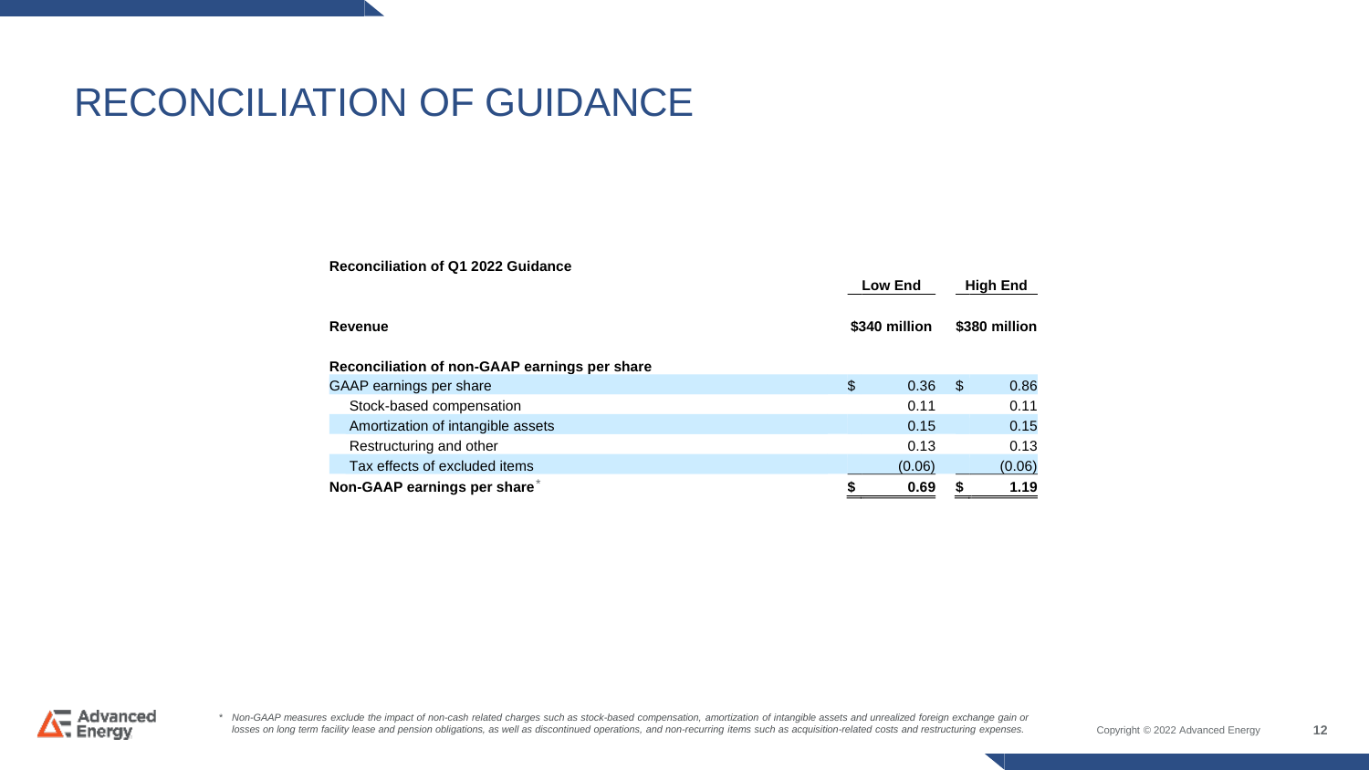# RECONCILIATION OF GUIDANCE

**Reconciliation of Q1 2022 Guidance**

| | Low End | High End |
|---|---|---|
| **Revenue** | **$340 million** | **$380 million** |
| **Reconciliation of non-GAAP earnings per share** | | |
| GAAP earnings per share | $ 0.36 | $ 0.86 |
| Stock-based compensation | 0.11 | 0.11 |
| Amortization of intangible assets | 0.15 | 0.15 |
| Restructuring and other | 0.13 | 0.13 |
| Tax effects of excluded items | (0.06) | (0.06) |
| **Non-GAAP earnings per share*** | **$ 0.69** | **$ 1.19** |

* *Non-GAAP measures exclude the impact of non-cash related charges such as stock-based compensation, amortization of intangible assets and unrealized foreign exchange gain or losses on long term facility lease and pension obligations, as well as discontinued operations, and non-recurring items such as acquisition-related costs and restructuring expenses.*

Copyright © 2022 Advanced Energy